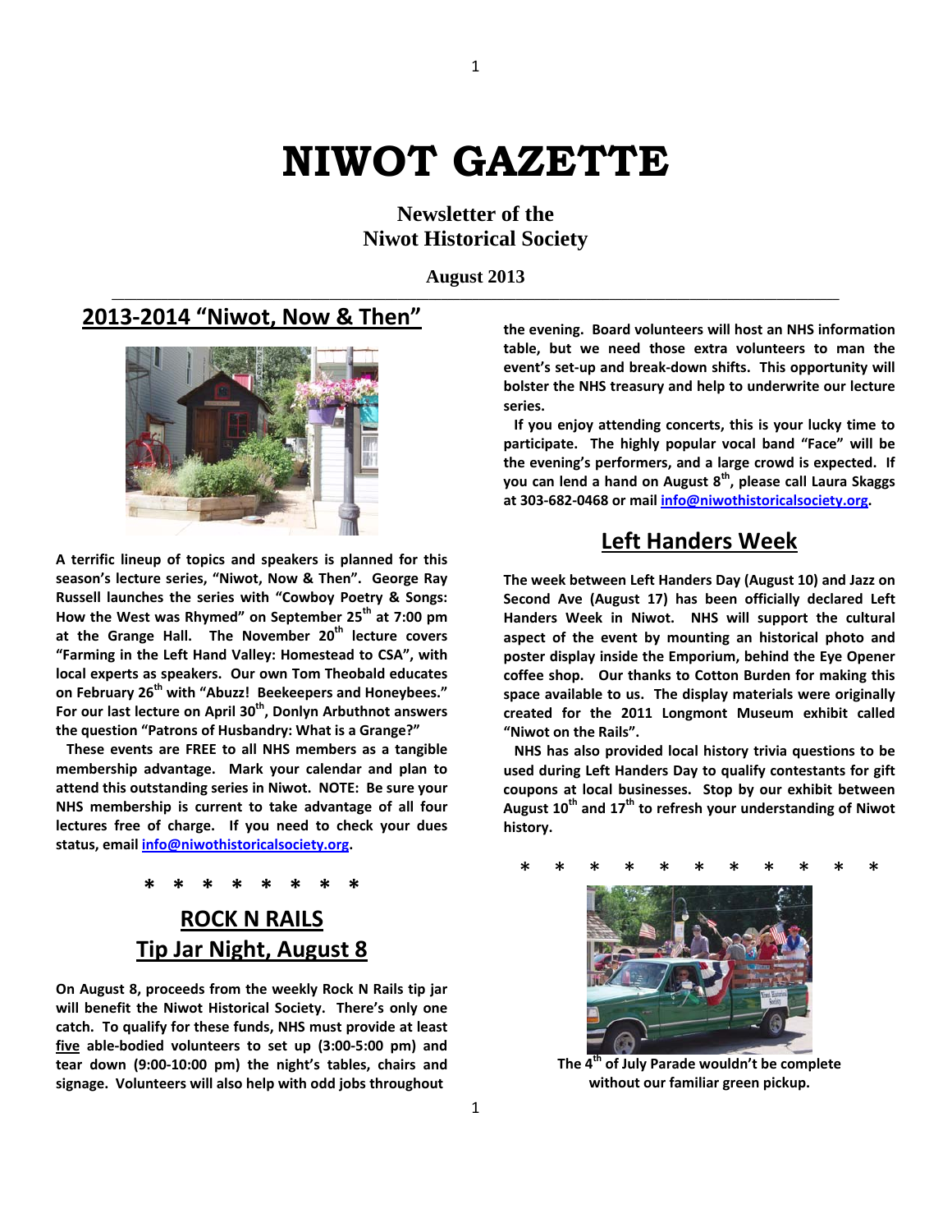# NIWOT GAZETTE

**Newsletter of the**
**Niwot Historical Society**

**August 2013**

## 2013-2014 "Niwot, Now & Then"

**A terrific lineup of topics and speakers is planned for this season's lecture series, "Niwot, Now & Then". George Ray Russell launches the series with "Cowboy Poetry & Songs: How the West was Rhymed" on September 25th at 7:00 pm at the Grange Hall. The November 20th lecture covers "Farming in the Left Hand Valley: Homestead to CSA", with local experts as speakers. Our own Tom Theobald educates on February 26th with "Abuzz! Beekeepers and Honeybees." For our last lecture on April 30th, Donlyn Arbuthnot answers the question "Patrons of Husbandry: What is a Grange?"**

**These events are FREE to all NHS members as a tangible membership advantage. Mark your calendar and plan to attend this outstanding series in Niwot. NOTE: Be sure your NHS membership is current to take advantage of all four lectures free of charge. If you need to check your dues status, email info@niwothistoricalsociety.org.**

\* \* \* \* \* \* \* \*

## ROCK N RAILS
## Tip Jar Night, August 8

**On August 8, proceeds from the weekly Rock N Rails tip jar will benefit the Niwot Historical Society. There's only one catch. To qualify for these funds, NHS must provide at least five able-bodied volunteers to set up (3:00-5:00 pm) and tear down (9:00-10:00 pm) the night's tables, chairs and signage. Volunteers will also help with odd jobs throughout the evening. Board volunteers will host an NHS information table, but we need those extra volunteers to man the event's set-up and break-down shifts. This opportunity will bolster the NHS treasury and help to underwrite our lecture series.**

**If you enjoy attending concerts, this is your lucky time to participate. The highly popular vocal band "Face" will be the evening's performers, and a large crowd is expected. If you can lend a hand on August 8th, please call Laura Skaggs at 303-682-0468 or mail info@niwothistoricalsociety.org.**

## Left Handers Week

**The week between Left Handers Day (August 10) and Jazz on Second Ave (August 17) has been officially declared Left Handers Week in Niwot. NHS will support the cultural aspect of the event by mounting an historical photo and poster display inside the Emporium, behind the Eye Opener coffee shop. Our thanks to Cotton Burden for making this space available to us. The display materials were originally created for the 2011 Longmont Museum exhibit called "Niwot on the Rails".**

**NHS has also provided local history trivia questions to be used during Left Handers Day to qualify contestants for gift coupons at local businesses. Stop by our exhibit between August 10th and 17th to refresh your understanding of Niwot history.**

\* \* \* \* \* \* \* \* \* \* \*

**The 4th of July Parade wouldn't be complete without our familiar green pickup.**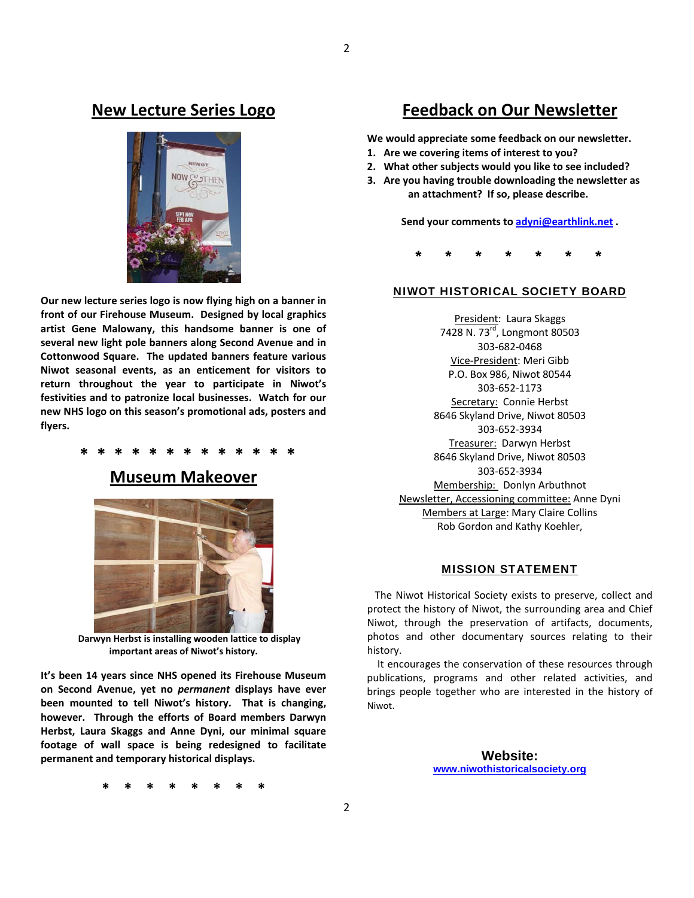## New Lecture Series Logo

**Our new lecture series logo is now flying high on a banner in front of our Firehouse Museum. Designed by local graphics artist Gene Malowany, this handsome banner is one of several new light pole banners along Second Avenue and in Cottonwood Square. The updated banners feature various Niwot seasonal events, as an enticement for visitors to return throughout the year to participate in Niwot's festivities and to patronize local businesses. Watch for our new NHS logo on this season's promotional ads, posters and flyers.**

\* \* \* \* \* \* \* \* \* \* \* \* \*

## Museum Makeover

**Darwyn Herbst is installing wooden lattice to display important areas of Niwot's history.**

**It's been 14 years since NHS opened its Firehouse Museum on Second Avenue, yet no *permanent* displays have ever been mounted to tell Niwot's history. That is changing, however. Through the efforts of Board members Darwyn Herbst, Laura Skaggs and Anne Dyni, our minimal square footage of wall space is being redesigned to facilitate permanent and temporary historical displays.**

\* \* \* \* \* \* \* \*

## Feedback on Our Newsletter

**We would appreciate some feedback on our newsletter.**

1. **Are we covering items of interest to you?**
2. **What other subjects would you like to see included?**
3. **Are you having trouble downloading the newsletter as an attachment? If so, please describe.**

**Send your comments to adyni@earthlink.net .**

\* \* \* \* \* \* \*

### NIWOT HISTORICAL SOCIETY BOARD

President: Laura Skaggs
7428 N. 73rd, Longmont 80503
303-682-0468

Vice-President: Meri Gibb
P.O. Box 986, Niwot 80544
303-652-1173

Secretary: Connie Herbst
8646 Skyland Drive, Niwot 80503
303-652-3934

Treasurer: Darwyn Herbst
8646 Skyland Drive, Niwot 80503
303-652-3934

Membership: Donlyn Arbuthnot

Newsletter, Accessioning committee: Anne Dyni

Members at Large: Mary Claire Collins
Rob Gordon and Kathy Koehler,

### MISSION STATEMENT

The Niwot Historical Society exists to preserve, collect and protect the history of Niwot, the surrounding area and Chief Niwot, through the preservation of artifacts, documents, photos and other documentary sources relating to their history.

It encourages the conservation of these resources through publications, programs and other related activities, and brings people together who are interested in the history of Niwot.

**Website:**
**www.niwothistoricalsociety.org**